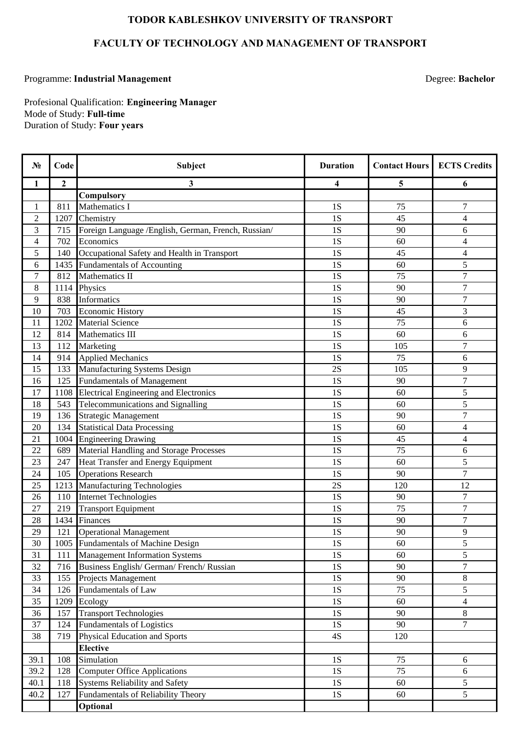**TODOR KABLESHKOV UNIVERSITY OF TRANSPORT**

**FACULTY OF TECHNOLOGY AND MANAGEMENT OF TRANSPORT**

Programme: **Industrial Management** Degree: **Bachelor**

Profesional Qualification: **Engineering Manager**
Mode of Study: **Full-time**
Duration of Study: **Four years**

| № | Code | Subject | Duration | Contact Hours | ECTS Credits |
|---|---|---|---|---|---|
| **1** | **2** | **3** | **4** | **5** | **6** |
| | | **Compulsory** | | | |
| 1 | 811 | Mathematics I | 1S | 75 | 7 |
| 2 | 1207 | Chemistry | 1S | 45 | 4 |
| 3 | 715 | Foreign Language /English, German, French, Russian/ | 1S | 90 | 6 |
| 4 | 702 | Economics | 1S | 60 | 4 |
| 5 | 140 | Occupational Safety and Health in Transport | 1S | 45 | 4 |
| 6 | 1435 | Fundamentals of Accounting | 1S | 60 | 5 |
| 7 | 812 | Mathematics II | 1S | 75 | 7 |
| 8 | 1114 | Physics | 1S | 90 | 7 |
| 9 | 838 | Informatics | 1S | 90 | 7 |
| 10 | 703 | Economic History | 1S | 45 | 3 |
| 11 | 1202 | Material Science | 1S | 75 | 6 |
| 12 | 814 | Mathematics III | 1S | 60 | 6 |
| 13 | 112 | Marketing | 1S | 105 | 7 |
| 14 | 914 | Applied Mechanics | 1S | 75 | 6 |
| 15 | 133 | Manufacturing Systems Design | 2S | 105 | 9 |
| 16 | 125 | Fundamentals of Management | 1S | 90 | 7 |
| 17 | 1108 | Electrical Engineering and Electronics | 1S | 60 | 5 |
| 18 | 543 | Telecommunications and Signalling | 1S | 60 | 5 |
| 19 | 136 | Strategic Management | 1S | 90 | 7 |
| 20 | 134 | Statistical Data Processing | 1S | 60 | 4 |
| 21 | 1004 | Engineering Drawing | 1S | 45 | 4 |
| 22 | 689 | Material Handling and Storage Processes | 1S | 75 | 6 |
| 23 | 247 | Heat Transfer and Energy Equipment | 1S | 60 | 5 |
| 24 | 105 | Operations Research | 1S | 90 | 7 |
| 25 | 1213 | Manufacturing Technologies | 2S | 120 | 12 |
| 26 | 110 | Internet Technologies | 1S | 90 | 7 |
| 27 | 219 | Transport Equipment | 1S | 75 | 7 |
| 28 | 1434 | Finances | 1S | 90 | 7 |
| 29 | 121 | Operational Management | 1S | 90 | 9 |
| 30 | 1005 | Fundamentals of Machine Design | 1S | 60 | 5 |
| 31 | 111 | Management Information Systems | 1S | 60 | 5 |
| 32 | 716 | Business English/ German/ French/ Russian | 1S | 90 | 7 |
| 33 | 155 | Projects Management | 1S | 90 | 8 |
| 34 | 126 | Fundamentals of Law | 1S | 75 | 5 |
| 35 | 1209 | Ecology | 1S | 60 | 4 |
| 36 | 157 | Transport Technologies | 1S | 90 | 8 |
| 37 | 124 | Fundamentals of Logistics | 1S | 90 | 7 |
| 38 | 719 | Physical Education and Sports | 4S | 120 | |
| | | **Elective** | | | |
| 39.1 | 108 | Simulation | 1S | 75 | 6 |
| 39.2 | 128 | Computer Office Applications | 1S | 75 | 6 |
| 40.1 | 118 | Systems Reliability and Safety | 1S | 60 | 5 |
| 40.2 | 127 | Fundamentals of Reliability Theory | 1S | 60 | 5 |
| | | **Optional** | | | |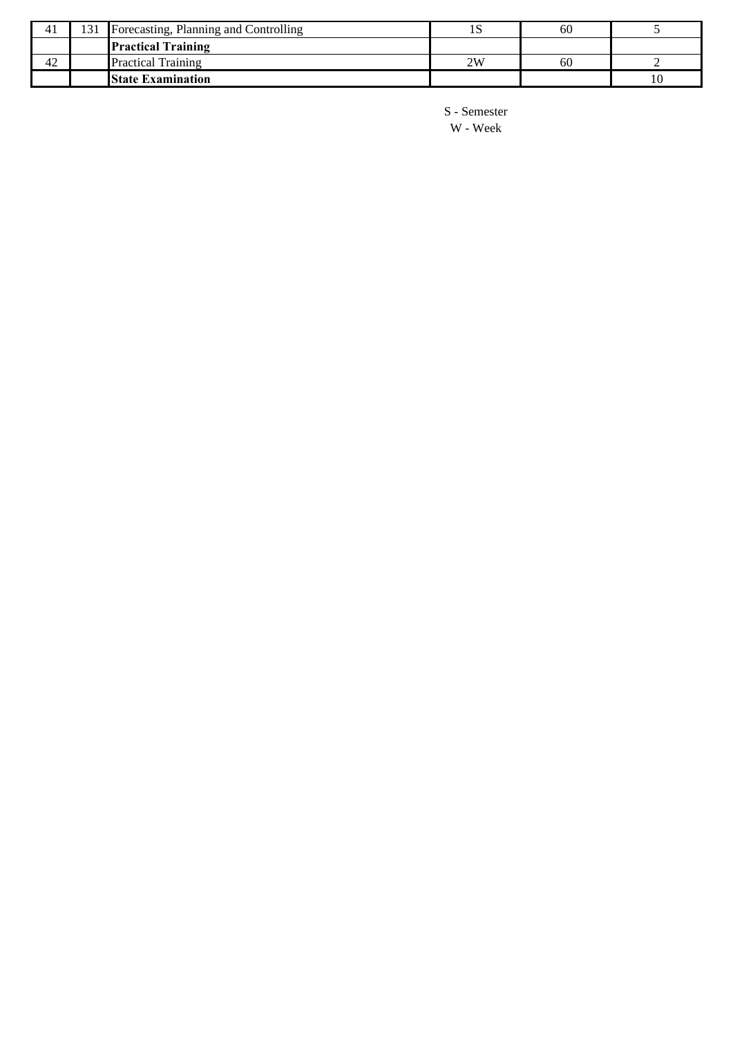| | | | | | |
|---|---|---|---|---|---|
| 41 | 131 | Forecasting, Planning and Controlling | 1S | 60 | 5 |
| | | **Practical Training** | | | |
| 42 | | Practical Training | 2W | 60 | 2 |
| | | **State Examination** | | | 10 |

S - Semester
W - Week